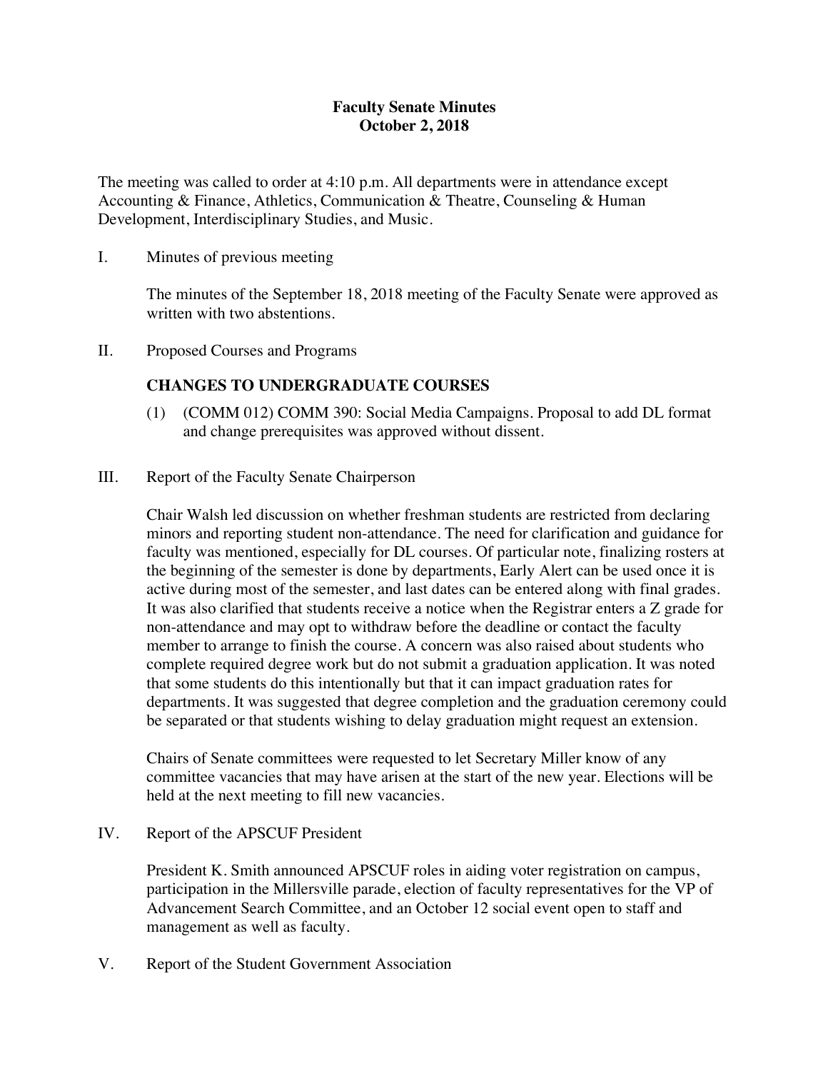# Faculty Senate Minutes
## October 2, 2018

The meeting was called to order at 4:10 p.m. All departments were in attendance except Accounting & Finance, Athletics, Communication & Theatre, Counseling & Human Development, Interdisciplinary Studies, and Music.

I. Minutes of previous meeting

The minutes of the September 18, 2018 meeting of the Faculty Senate were approved as written with two abstentions.

II. Proposed Courses and Programs

**CHANGES TO UNDERGRADUATE COURSES**

(1) (COMM 012) COMM 390: Social Media Campaigns. Proposal to add DL format and change prerequisites was approved without dissent.

III. Report of the Faculty Senate Chairperson

Chair Walsh led discussion on whether freshman students are restricted from declaring minors and reporting student non-attendance. The need for clarification and guidance for faculty was mentioned, especially for DL courses. Of particular note, finalizing rosters at the beginning of the semester is done by departments, Early Alert can be used once it is active during most of the semester, and last dates can be entered along with final grades. It was also clarified that students receive a notice when the Registrar enters a Z grade for non-attendance and may opt to withdraw before the deadline or contact the faculty member to arrange to finish the course. A concern was also raised about students who complete required degree work but do not submit a graduation application. It was noted that some students do this intentionally but that it can impact graduation rates for departments. It was suggested that degree completion and the graduation ceremony could be separated or that students wishing to delay graduation might request an extension.

Chairs of Senate committees were requested to let Secretary Miller know of any committee vacancies that may have arisen at the start of the new year. Elections will be held at the next meeting to fill new vacancies.

IV. Report of the APSCUF President

President K. Smith announced APSCUF roles in aiding voter registration on campus, participation in the Millersville parade, election of faculty representatives for the VP of Advancement Search Committee, and an October 12 social event open to staff and management as well as faculty.

V. Report of the Student Government Association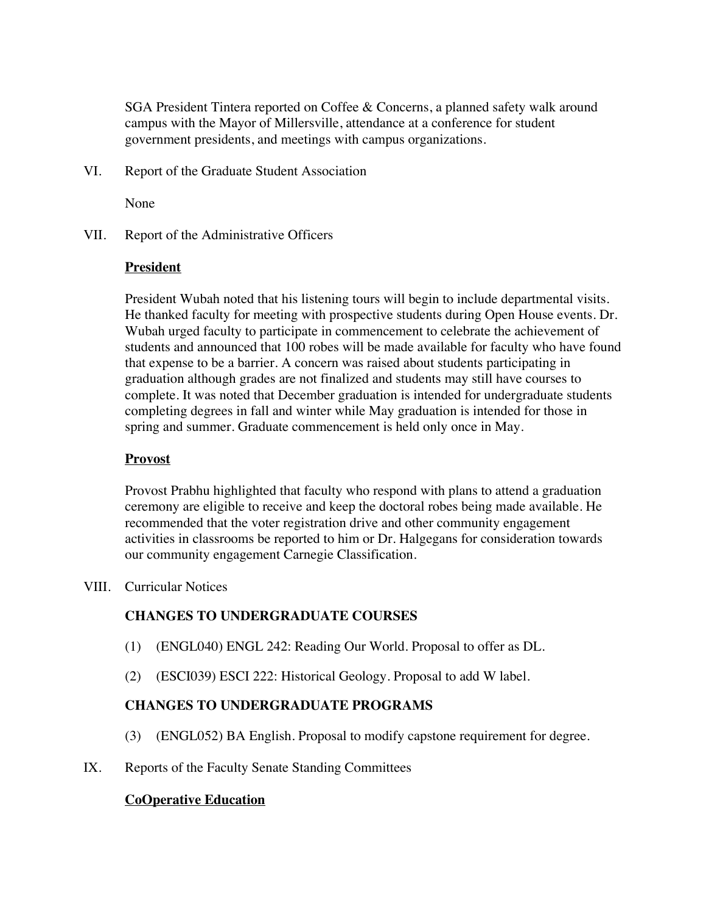SGA President Tintera reported on Coffee & Concerns, a planned safety walk around campus with the Mayor of Millersville, attendance at a conference for student government presidents, and meetings with campus organizations.

VI. Report of the Graduate Student Association

None

VII. Report of the Administrative Officers

**President**

President Wubah noted that his listening tours will begin to include departmental visits. He thanked faculty for meeting with prospective students during Open House events. Dr. Wubah urged faculty to participate in commencement to celebrate the achievement of students and announced that 100 robes will be made available for faculty who have found that expense to be a barrier. A concern was raised about students participating in graduation although grades are not finalized and students may still have courses to complete. It was noted that December graduation is intended for undergraduate students completing degrees in fall and winter while May graduation is intended for those in spring and summer. Graduate commencement is held only once in May.

**Provost**

Provost Prabhu highlighted that faculty who respond with plans to attend a graduation ceremony are eligible to receive and keep the doctoral robes being made available. He recommended that the voter registration drive and other community engagement activities in classrooms be reported to him or Dr. Halgegans for consideration towards our community engagement Carnegie Classification.

VIII. Curricular Notices

**CHANGES TO UNDERGRADUATE COURSES**

(1) (ENGL040) ENGL 242: Reading Our World. Proposal to offer as DL.

(2) (ESCI039) ESCI 222: Historical Geology. Proposal to add W label.

**CHANGES TO UNDERGRADUATE PROGRAMS**

(3) (ENGL052) BA English. Proposal to modify capstone requirement for degree.

IX. Reports of the Faculty Senate Standing Committees

**CoOperative Education**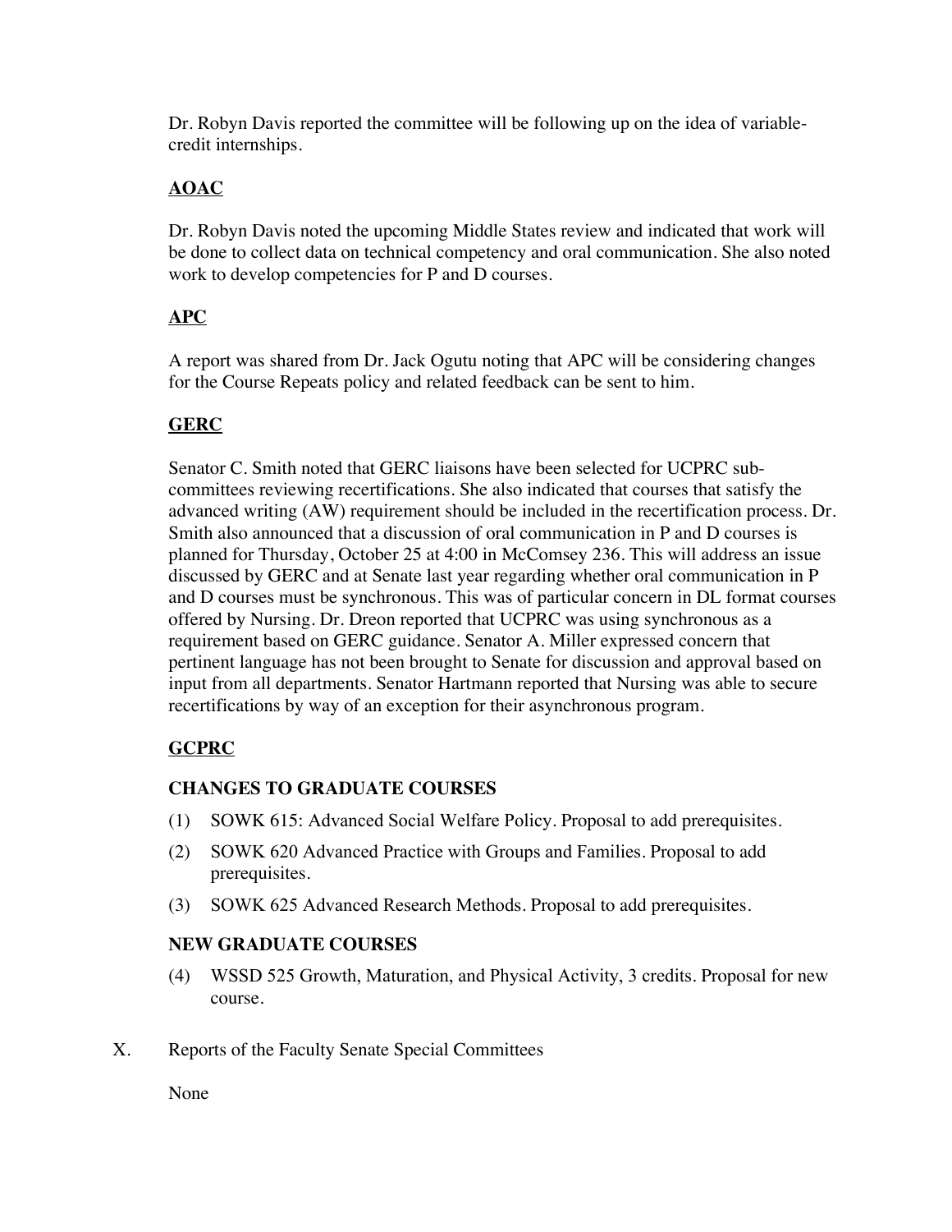Dr. Robyn Davis reported the committee will be following up on the idea of variable-credit internships.

**AOAC**

Dr. Robyn Davis noted the upcoming Middle States review and indicated that work will be done to collect data on technical competency and oral communication. She also noted work to develop competencies for P and D courses.

**APC**

A report was shared from Dr. Jack Ogutu noting that APC will be considering changes for the Course Repeats policy and related feedback can be sent to him.

**GERC**

Senator C. Smith noted that GERC liaisons have been selected for UCPRC sub-committees reviewing recertifications. She also indicated that courses that satisfy the advanced writing (AW) requirement should be included in the recertification process. Dr. Smith also announced that a discussion of oral communication in P and D courses is planned for Thursday, October 25 at 4:00 in McComsey 236. This will address an issue discussed by GERC and at Senate last year regarding whether oral communication in P and D courses must be synchronous. This was of particular concern in DL format courses offered by Nursing. Dr. Dreon reported that UCPRC was using synchronous as a requirement based on GERC guidance. Senator A. Miller expressed concern that pertinent language has not been brought to Senate for discussion and approval based on input from all departments. Senator Hartmann reported that Nursing was able to secure recertifications by way of an exception for their asynchronous program.

**GCPRC**

**CHANGES TO GRADUATE COURSES**

(1) SOWK 615: Advanced Social Welfare Policy. Proposal to add prerequisites.

(2) SOWK 620 Advanced Practice with Groups and Families. Proposal to add prerequisites.

(3) SOWK 625 Advanced Research Methods. Proposal to add prerequisites.

**NEW GRADUATE COURSES**

(4) WSSD 525 Growth, Maturation, and Physical Activity, 3 credits. Proposal for new course.

X. Reports of the Faculty Senate Special Committees

None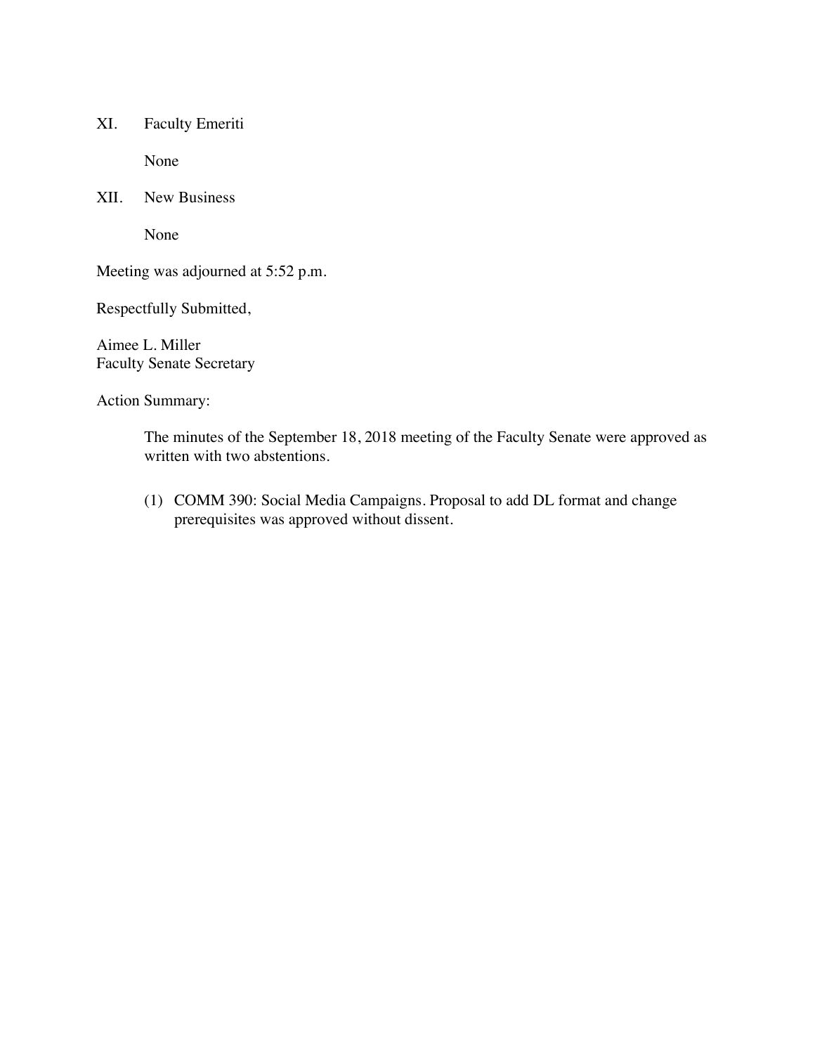XI. Faculty Emeriti

None

XII. New Business

None

Meeting was adjourned at 5:52 p.m.

Respectfully Submitted,

Aimee L. Miller
Faculty Senate Secretary

Action Summary:

The minutes of the September 18, 2018 meeting of the Faculty Senate were approved as written with two abstentions.

(1) COMM 390: Social Media Campaigns. Proposal to add DL format and change prerequisites was approved without dissent.